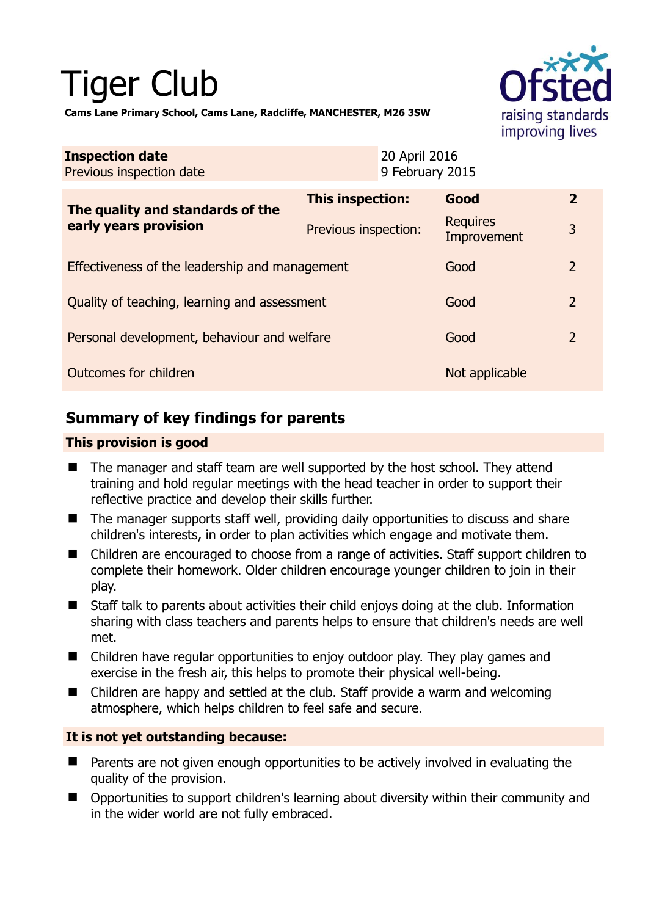# Tiger Club

**Cams Lane Primary School, Cams Lane, Radcliffe, MANCHESTER, M26 3SW**

| **Inspection date** | 20 April 2016 |
|---|---|
| Previous inspection date | 9 February 2015 |

| **The quality and standards of the early years provision** | **This inspection:** | **Good** | **2** |
|---|---|---|---|
| | Previous inspection: | Requires Improvement | 3 |
| Effectiveness of the leadership and management | | Good | 2 |
| Quality of teaching, learning and assessment | | Good | 2 |
| Personal development, behaviour and welfare | | Good | 2 |
| Outcomes for children | | Not applicable | |

## Summary of key findings for parents

### This provision is good

- The manager and staff team are well supported by the host school. They attend training and hold regular meetings with the head teacher in order to support their reflective practice and develop their skills further.
- The manager supports staff well, providing daily opportunities to discuss and share children's interests, in order to plan activities which engage and motivate them.
- Children are encouraged to choose from a range of activities. Staff support children to complete their homework. Older children encourage younger children to join in their play.
- Staff talk to parents about activities their child enjoys doing at the club. Information sharing with class teachers and parents helps to ensure that children's needs are well met.
- Children have regular opportunities to enjoy outdoor play. They play games and exercise in the fresh air, this helps to promote their physical well-being.
- Children are happy and settled at the club. Staff provide a warm and welcoming atmosphere, which helps children to feel safe and secure.

### It is not yet outstanding because:

- Parents are not given enough opportunities to be actively involved in evaluating the quality of the provision.
- Opportunities to support children's learning about diversity within their community and in the wider world are not fully embraced.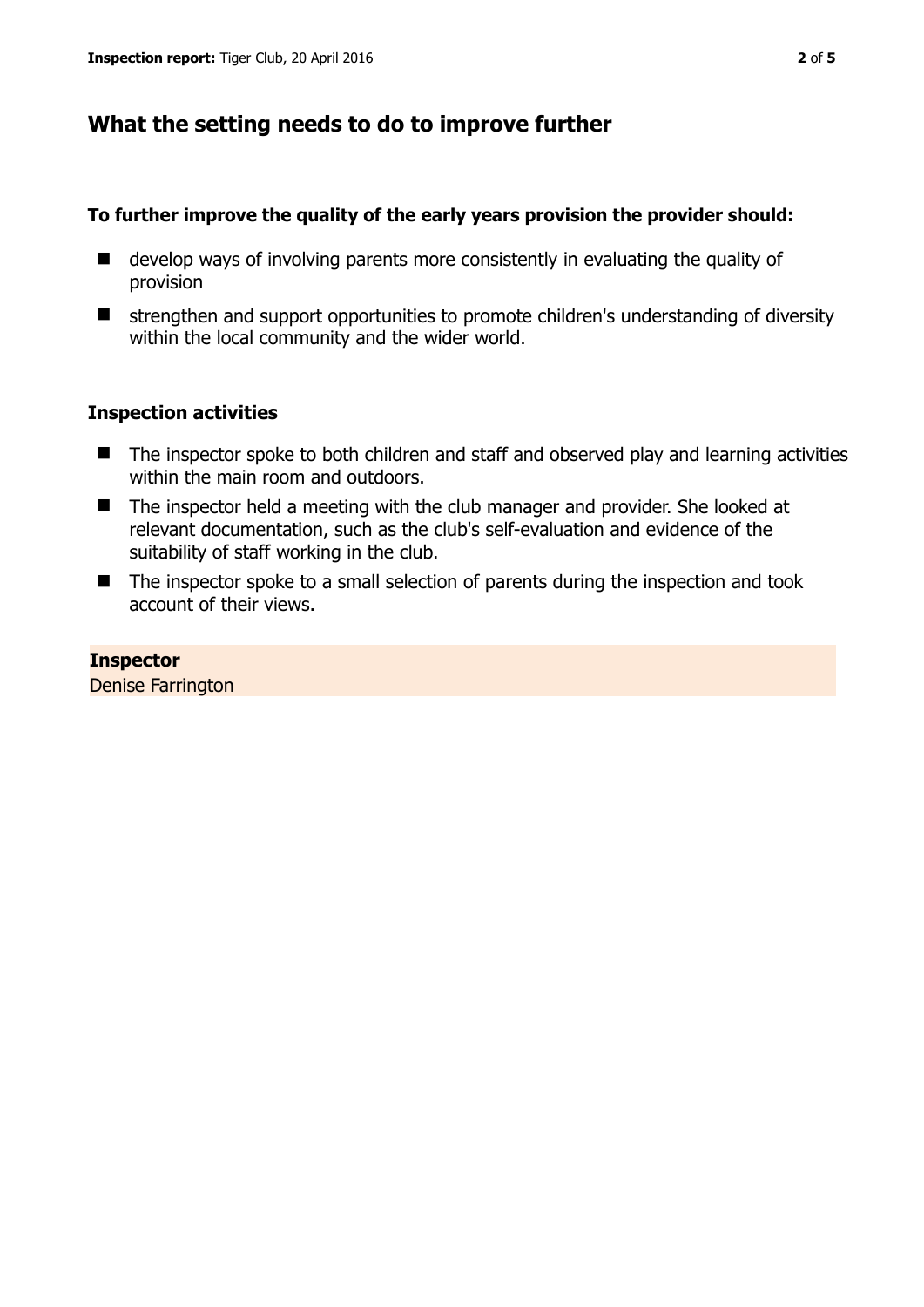## What the setting needs to do to improve further

**To further improve the quality of the early years provision the provider should:**

- develop ways of involving parents more consistently in evaluating the quality of provision
- strengthen and support opportunities to promote children's understanding of diversity within the local community and the wider world.

### Inspection activities

- The inspector spoke to both children and staff and observed play and learning activities within the main room and outdoors.
- The inspector held a meeting with the club manager and provider. She looked at relevant documentation, such as the club's self-evaluation and evidence of the suitability of staff working in the club.
- The inspector spoke to a small selection of parents during the inspection and took account of their views.

**Inspector**
Denise Farrington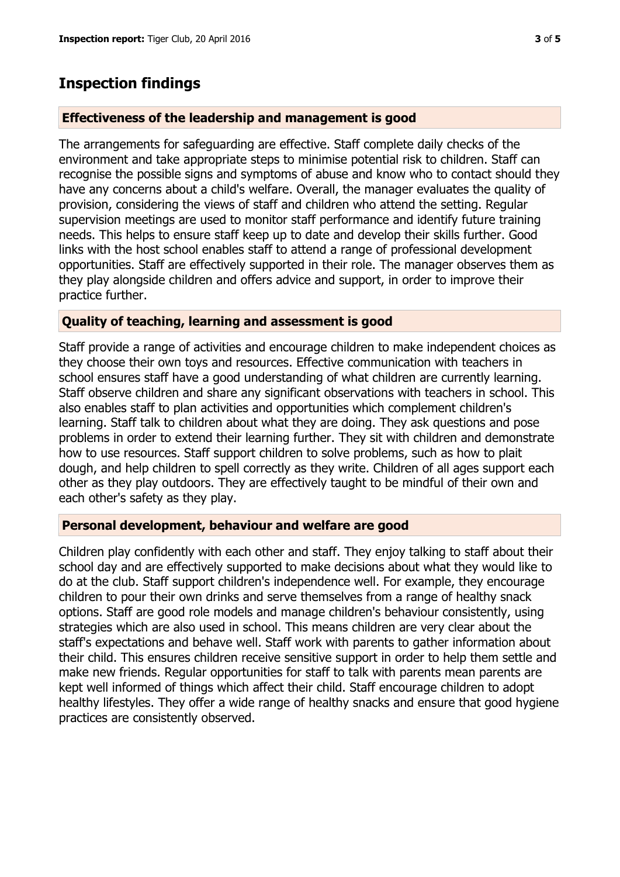## Inspection findings

### Effectiveness of the leadership and management is good

The arrangements for safeguarding are effective. Staff complete daily checks of the environment and take appropriate steps to minimise potential risk to children. Staff can recognise the possible signs and symptoms of abuse and know who to contact should they have any concerns about a child's welfare. Overall, the manager evaluates the quality of provision, considering the views of staff and children who attend the setting. Regular supervision meetings are used to monitor staff performance and identify future training needs. This helps to ensure staff keep up to date and develop their skills further. Good links with the host school enables staff to attend a range of professional development opportunities. Staff are effectively supported in their role. The manager observes them as they play alongside children and offers advice and support, in order to improve their practice further.

### Quality of teaching, learning and assessment is good

Staff provide a range of activities and encourage children to make independent choices as they choose their own toys and resources. Effective communication with teachers in school ensures staff have a good understanding of what children are currently learning. Staff observe children and share any significant observations with teachers in school. This also enables staff to plan activities and opportunities which complement children's learning. Staff talk to children about what they are doing. They ask questions and pose problems in order to extend their learning further. They sit with children and demonstrate how to use resources. Staff support children to solve problems, such as how to plait dough, and help children to spell correctly as they write. Children of all ages support each other as they play outdoors. They are effectively taught to be mindful of their own and each other's safety as they play.

### Personal development, behaviour and welfare are good

Children play confidently with each other and staff. They enjoy talking to staff about their school day and are effectively supported to make decisions about what they would like to do at the club. Staff support children's independence well. For example, they encourage children to pour their own drinks and serve themselves from a range of healthy snack options. Staff are good role models and manage children's behaviour consistently, using strategies which are also used in school. This means children are very clear about the staff's expectations and behave well. Staff work with parents to gather information about their child. This ensures children receive sensitive support in order to help them settle and make new friends. Regular opportunities for staff to talk with parents mean parents are kept well informed of things which affect their child. Staff encourage children to adopt healthy lifestyles. They offer a wide range of healthy snacks and ensure that good hygiene practices are consistently observed.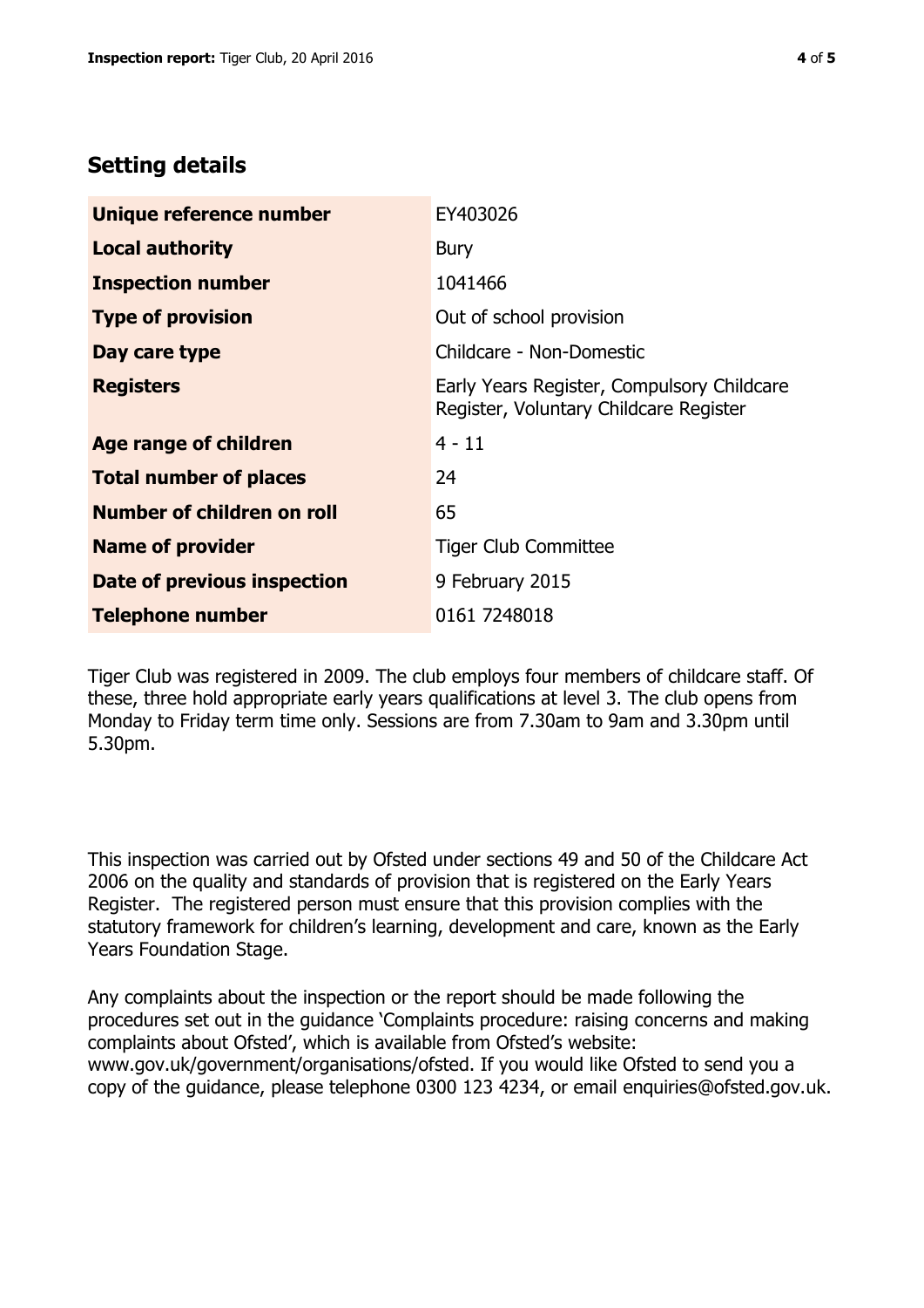## Setting details

| | |
|---|---|
| **Unique reference number** | EY403026 |
| **Local authority** | Bury |
| **Inspection number** | 1041466 |
| **Type of provision** | Out of school provision |
| **Day care type** | Childcare - Non-Domestic |
| **Registers** | Early Years Register, Compulsory Childcare Register, Voluntary Childcare Register |
| **Age range of children** | 4 - 11 |
| **Total number of places** | 24 |
| **Number of children on roll** | 65 |
| **Name of provider** | Tiger Club Committee |
| **Date of previous inspection** | 9 February 2015 |
| **Telephone number** | 0161 7248018 |

Tiger Club was registered in 2009. The club employs four members of childcare staff. Of these, three hold appropriate early years qualifications at level 3. The club opens from Monday to Friday term time only. Sessions are from 7.30am to 9am and 3.30pm until 5.30pm.

This inspection was carried out by Ofsted under sections 49 and 50 of the Childcare Act 2006 on the quality and standards of provision that is registered on the Early Years Register. The registered person must ensure that this provision complies with the statutory framework for children's learning, development and care, known as the Early Years Foundation Stage.

Any complaints about the inspection or the report should be made following the procedures set out in the guidance 'Complaints procedure: raising concerns and making complaints about Ofsted', which is available from Ofsted's website: www.gov.uk/government/organisations/ofsted. If you would like Ofsted to send you a copy of the guidance, please telephone 0300 123 4234, or email enquiries@ofsted.gov.uk.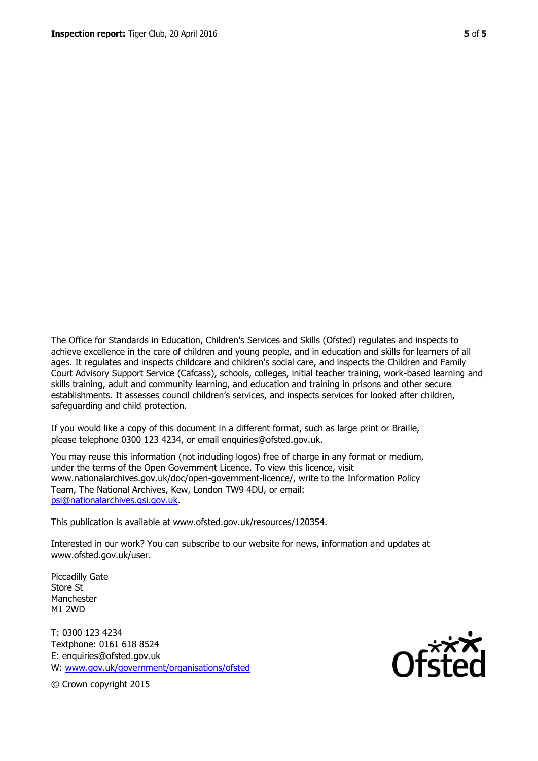The Office for Standards in Education, Children's Services and Skills (Ofsted) regulates and inspects to achieve excellence in the care of children and young people, and in education and skills for learners of all ages. It regulates and inspects childcare and children's social care, and inspects the Children and Family Court Advisory Support Service (Cafcass), schools, colleges, initial teacher training, work-based learning and skills training, adult and community learning, and education and training in prisons and other secure establishments. It assesses council children's services, and inspects services for looked after children, safeguarding and child protection.

If you would like a copy of this document in a different format, such as large print or Braille, please telephone 0300 123 4234, or email enquiries@ofsted.gov.uk.

You may reuse this information (not including logos) free of charge in any format or medium, under the terms of the Open Government Licence. To view this licence, visit www.nationalarchives.gov.uk/doc/open-government-licence/, write to the Information Policy Team, The National Archives, Kew, London TW9 4DU, or email: psi@nationalarchives.gsi.gov.uk.

This publication is available at www.ofsted.gov.uk/resources/120354.

Interested in our work? You can subscribe to our website for news, information and updates at www.ofsted.gov.uk/user.

Piccadilly Gate
Store St
Manchester
M1 2WD

T: 0300 123 4234
Textphone: 0161 618 8524
E: enquiries@ofsted.gov.uk
W: www.gov.uk/government/organisations/ofsted

© Crown copyright 2015